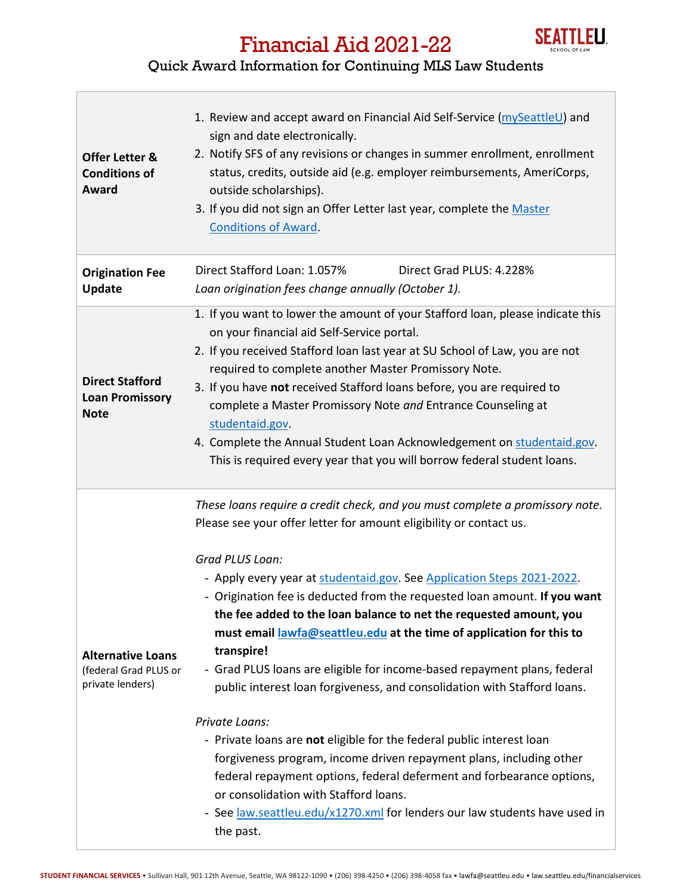# Financial Aid 2021-22

## Quick Award Information for Continuing MLS Law Students

| | |
|---|---|
| **Offer Letter & Conditions of Award** | 1. Review and accept award on Financial Aid Self-Service (mySeattleU) and sign and date electronically.<br>2. Notify SFS of any revisions or changes in summer enrollment, enrollment status, credits, outside aid (e.g. employer reimbursements, AmeriCorps, outside scholarships).<br>3. If you did not sign an Offer Letter last year, complete the Master Conditions of Award. |
| **Origination Fee Update** | Direct Stafford Loan: 1.057% Direct Grad PLUS: 4.228%<br>*Loan origination fees change annually (October 1).* |
| **Direct Stafford Loan Promissory Note** | 1. If you want to lower the amount of your Stafford loan, please indicate this on your financial aid Self-Service portal.<br>2. If you received Stafford loan last year at SU School of Law, you are not required to complete another Master Promissory Note.<br>3. If you have **not** received Stafford loans before, you are required to complete a Master Promissory Note *and* Entrance Counseling at studentaid.gov.<br>4. Complete the Annual Student Loan Acknowledgement on studentaid.gov. This is required every year that you will borrow federal student loans. |
| **Alternative Loans** (federal Grad PLUS or private lenders) | *These loans require a credit check, and you must complete a promissory note.* Please see your offer letter for amount eligibility or contact us.<br><br>*Grad PLUS Loan:*<br>- Apply every year at studentaid.gov. See Application Steps 2021-2022.<br>- Origination fee is deducted from the requested loan amount. **If you want the fee added to the loan balance to net the requested amount, you must email lawfa@seattleu.edu at the time of application for this to transpire!**<br>- Grad PLUS loans are eligible for income-based repayment plans, federal public interest loan forgiveness, and consolidation with Stafford loans.<br><br>*Private Loans:*<br>- Private loans are **not** eligible for the federal public interest loan forgiveness program, income driven repayment plans, including other federal repayment options, federal deferment and forbearance options, or consolidation with Stafford loans.<br>- See law.seattleu.edu/x1270.xml for lenders our law students have used in the past. |

**STUDENT FINANCIAL SERVICES** • Sullivan Hall, 901 12th Avenue, Seattle, WA 98122-1090 • (206) 398-4250 • (206) 398-4058 fax • lawfa@seattleu.edu • law.seattleu.edu/financialservices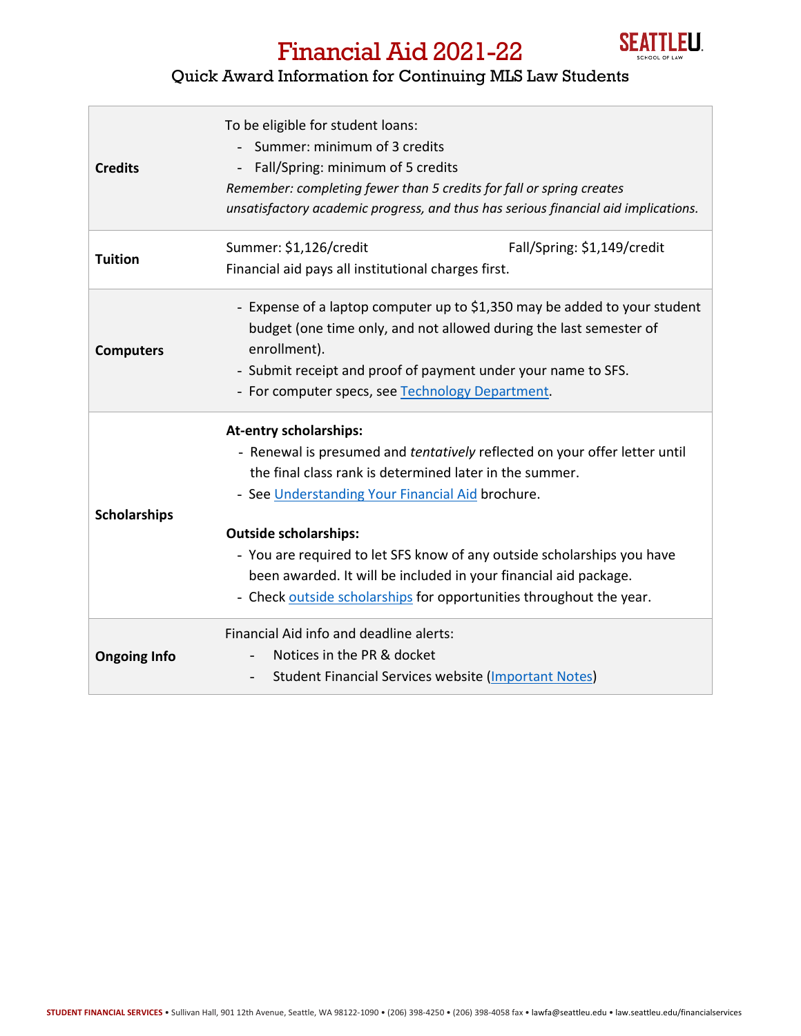# Financial Aid 2021-22

## Quick Award Information for Continuing MLS Law Students

| | |
|---|---|
| **Credits** | To be eligible for student loans:<br>- Summer: minimum of 3 credits<br>- Fall/Spring: minimum of 5 credits<br>*Remember: completing fewer than 5 credits for fall or spring creates unsatisfactory academic progress, and thus has serious financial aid implications.* |
| **Tuition** | Summer: $1,126/credit Fall/Spring: $1,149/credit<br>Financial aid pays all institutional charges first. |
| **Computers** | - Expense of a laptop computer up to $1,350 may be added to your student budget (one time only, and not allowed during the last semester of enrollment).<br>- Submit receipt and proof of payment under your name to SFS.<br>- For computer specs, see Technology Department. |
| **Scholarships** | **At-entry scholarships:**<br>- Renewal is presumed and *tentatively* reflected on your offer letter until the final class rank is determined later in the summer.<br>- See Understanding Your Financial Aid brochure.<br><br>**Outside scholarships:**<br>- You are required to let SFS know of any outside scholarships you have been awarded. It will be included in your financial aid package.<br>- Check outside scholarships for opportunities throughout the year. |
| **Ongoing Info** | Financial Aid info and deadline alerts:<br>- Notices in the PR & docket<br>- Student Financial Services website (Important Notes) |

**STUDENT FINANCIAL SERVICES** • Sullivan Hall, 901 12th Avenue, Seattle, WA 98122-1090 • (206) 398-4250 • (206) 398-4058 fax • lawfa@seattleu.edu • law.seattleu.edu/financialservices